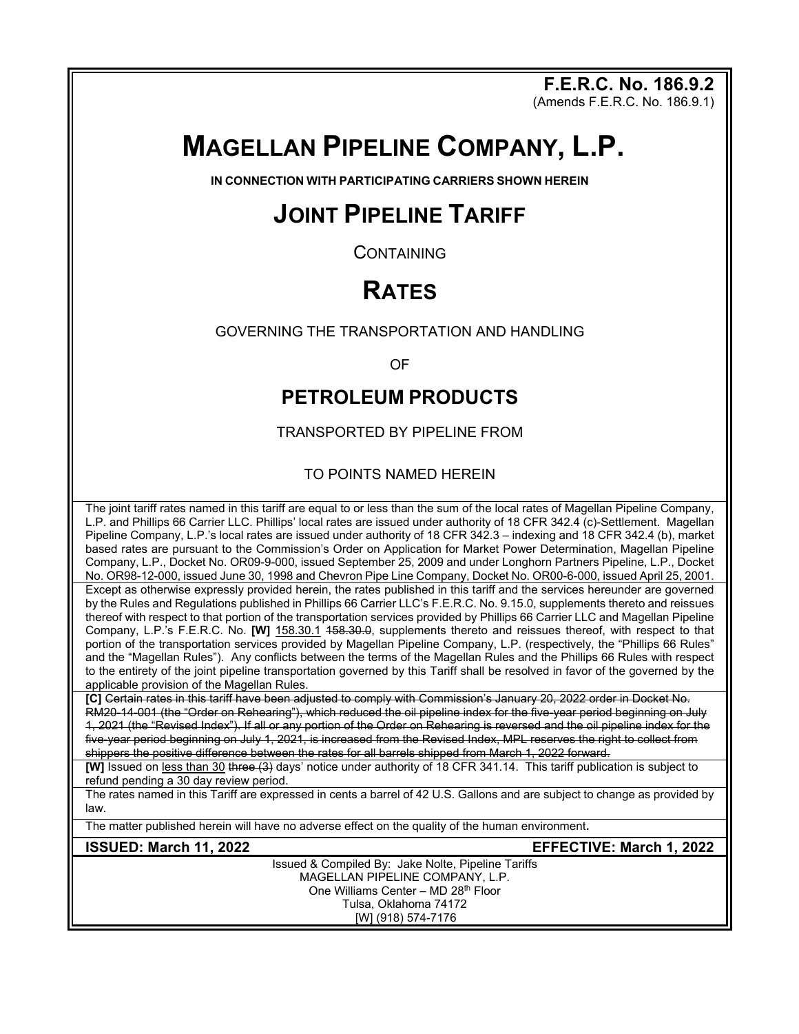**F.E.R.C. No. 186.9.2**
(Amends F.E.R.C. No. 186.9.1)

# MAGELLAN PIPELINE COMPANY, L.P.

**IN CONNECTION WITH PARTICIPATING CARRIERS SHOWN HEREIN**

# JOINT PIPELINE TARIFF

CONTAINING

# RATES

GOVERNING THE TRANSPORTATION AND HANDLING

OF

## PETROLEUM PRODUCTS

TRANSPORTED BY PIPELINE FROM

TO POINTS NAMED HEREIN

The joint tariff rates named in this tariff are equal to or less than the sum of the local rates of Magellan Pipeline Company, L.P. and Phillips 66 Carrier LLC. Phillips' local rates are issued under authority of 18 CFR 342.4 (c)-Settlement. Magellan Pipeline Company, L.P.'s local rates are issued under authority of 18 CFR 342.3 – indexing and 18 CFR 342.4 (b), market based rates are pursuant to the Commission's Order on Application for Market Power Determination, Magellan Pipeline Company, L.P., Docket No. OR09-9-000, issued September 25, 2009 and under Longhorn Partners Pipeline, L.P., Docket No. OR98-12-000, issued June 30, 1998 and Chevron Pipe Line Company, Docket No. OR00-6-000, issued April 25, 2001.

Except as otherwise expressly provided herein, the rates published in this tariff and the services hereunder are governed by the Rules and Regulations published in Phillips 66 Carrier LLC's F.E.R.C. No. 9.15.0, supplements thereto and reissues thereof with respect to that portion of the transportation services provided by Phillips 66 Carrier LLC and Magellan Pipeline Company, L.P.'s F.E.R.C. No. **[W]** 158.30.1 ~~158.30.0~~, supplements thereto and reissues thereof, with respect to that portion of the transportation services provided by Magellan Pipeline Company, L.P. (respectively, the "Phillips 66 Rules" and the "Magellan Rules"). Any conflicts between the terms of the Magellan Rules and the Phillips 66 Rules with respect to the entirety of the joint pipeline transportation governed by this Tariff shall be resolved in favor of the governed by the applicable provision of the Magellan Rules.

**[C]** ~~Certain rates in this tariff have been adjusted to comply with Commission's January 20, 2022 order in Docket No. RM20-14-001 (the "Order on Rehearing"), which reduced the oil pipeline index for the five-year period beginning on July 1, 2021 (the "Revised Index"). If all or any portion of the Order on Rehearing is reversed and the oil pipeline index for the five-year period beginning on July 1, 2021, is increased from the Revised Index, MPL reserves the right to collect from shippers the positive difference between the rates for all barrels shipped from March 1, 2022 forward.~~

**[W]** Issued on less than 30 ~~three (3)~~ days' notice under authority of 18 CFR 341.14. This tariff publication is subject to refund pending a 30 day review period.

The rates named in this Tariff are expressed in cents a barrel of 42 U.S. Gallons and are subject to change as provided by law.

The matter published herein will have no adverse effect on the quality of the human environment.

**ISSUED: March 11, 2022** **EFFECTIVE: March 1, 2022**

Issued & Compiled By: Jake Nolte, Pipeline Tariffs
MAGELLAN PIPELINE COMPANY, L.P.
One Williams Center – MD 28th Floor
Tulsa, Oklahoma 74172
[W] (918) 574-7176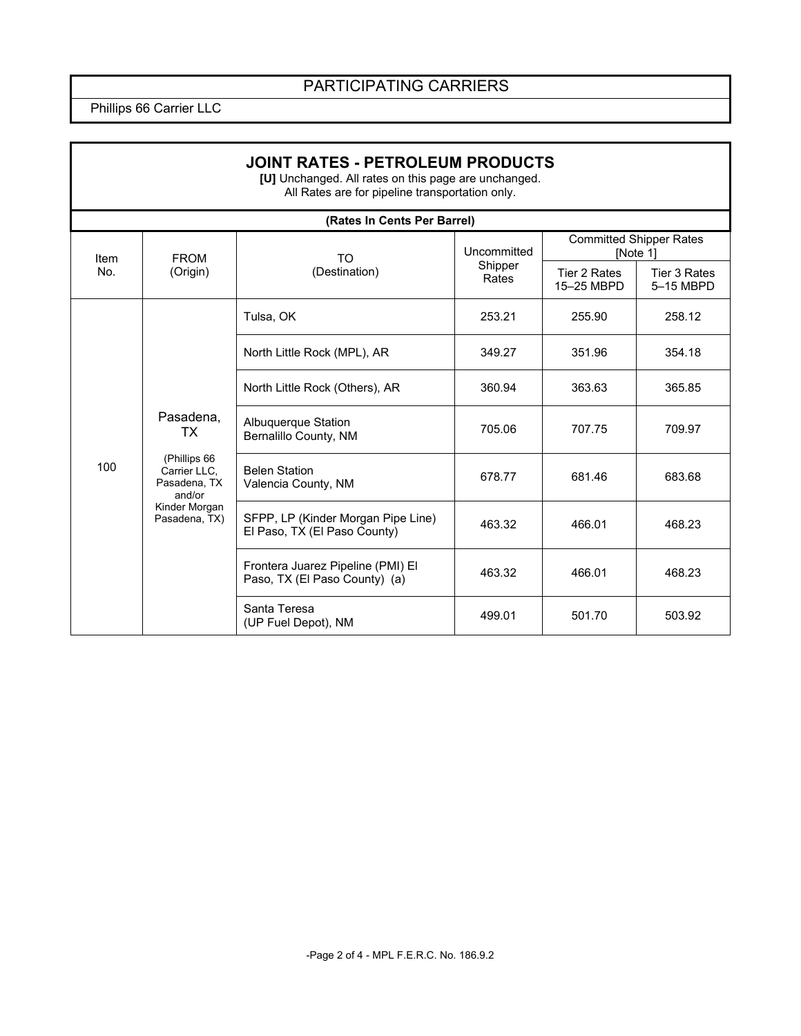## PARTICIPATING CARRIERS

Phillips 66 Carrier LLC

## JOINT RATES - PETROLEUM PRODUCTS

**[U]** Unchanged. All rates on this page are unchanged.
All Rates are for pipeline transportation only.

**(Rates In Cents Per Barrel)**

| Item No. | FROM (Origin) | TO (Destination) | Uncommitted Shipper Rates | Committed Shipper Rates [Note 1] | |
|---|---|---|---|---|---|
| | | | | Tier 2 Rates 15–25 MBPD | Tier 3 Rates 5–15 MBPD |
| 100 | Pasadena, TX (Phillips 66 Carrier LLC, Pasadena, TX and/or Kinder Morgan Pasadena, TX) | Tulsa, OK | 253.21 | 255.90 | 258.12 |
| | | North Little Rock (MPL), AR | 349.27 | 351.96 | 354.18 |
| | | North Little Rock (Others), AR | 360.94 | 363.63 | 365.85 |
| | | Albuquerque Station Bernalillo County, NM | 705.06 | 707.75 | 709.97 |
| | | Belen Station Valencia County, NM | 678.77 | 681.46 | 683.68 |
| | | SFPP, LP (Kinder Morgan Pipe Line) El Paso, TX (El Paso County) | 463.32 | 466.01 | 468.23 |
| | | Frontera Juarez Pipeline (PMI) El Paso, TX (El Paso County) (a) | 463.32 | 466.01 | 468.23 |
| | | Santa Teresa (UP Fuel Depot), NM | 499.01 | 501.70 | 503.92 |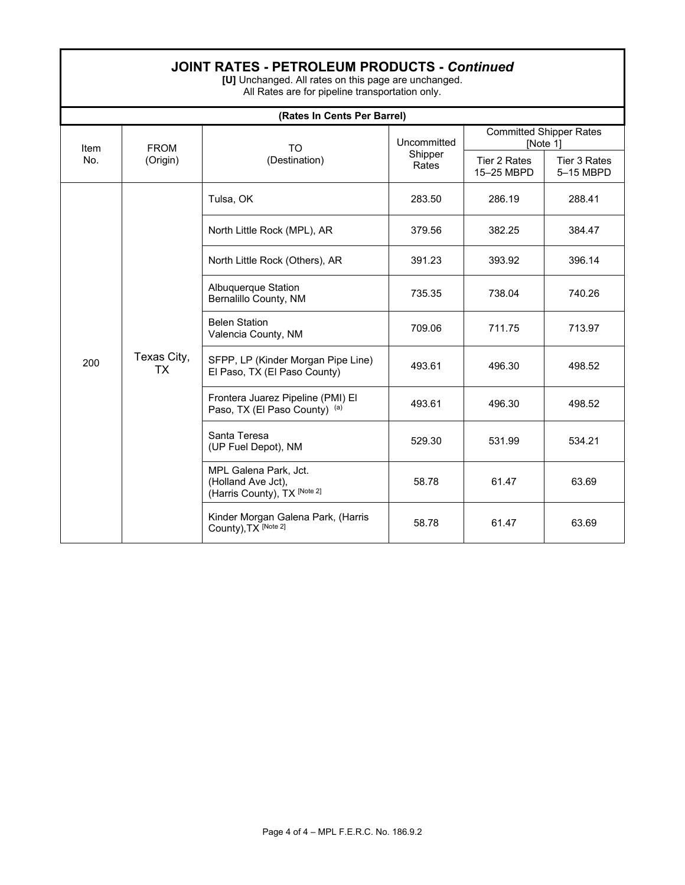## JOINT RATES - PETROLEUM PRODUCTS - *Continued*

**[U]** Unchanged. All rates on this page are unchanged.
All Rates are for pipeline transportation only.

**(Rates In Cents Per Barrel)**

| Item No. | FROM (Origin) | TO (Destination) | Uncommitted Shipper Rates | Committed Shipper Rates [Note 1] | |
|---|---|---|---|---|---|
| | | | | Tier 2 Rates 15–25 MBPD | Tier 3 Rates 5–15 MBPD |
| 200 | Texas City, TX | Tulsa, OK | 283.50 | 286.19 | 288.41 |
| | | North Little Rock (MPL), AR | 379.56 | 382.25 | 384.47 |
| | | North Little Rock (Others), AR | 391.23 | 393.92 | 396.14 |
| | | Albuquerque Station Bernalillo County, NM | 735.35 | 738.04 | 740.26 |
| | | Belen Station Valencia County, NM | 709.06 | 711.75 | 713.97 |
| | | SFPP, LP (Kinder Morgan Pipe Line) El Paso, TX (El Paso County) | 493.61 | 496.30 | 498.52 |
| | | Frontera Juarez Pipeline (PMI) El Paso, TX (El Paso County) (a) | 493.61 | 496.30 | 498.52 |
| | | Santa Teresa (UP Fuel Depot), NM | 529.30 | 531.99 | 534.21 |
| | | MPL Galena Park, Jct. (Holland Ave Jct), (Harris County), TX [Note 2] | 58.78 | 61.47 | 63.69 |
| | | Kinder Morgan Galena Park, (Harris County),TX [Note 2] | 58.78 | 61.47 | 63.69 |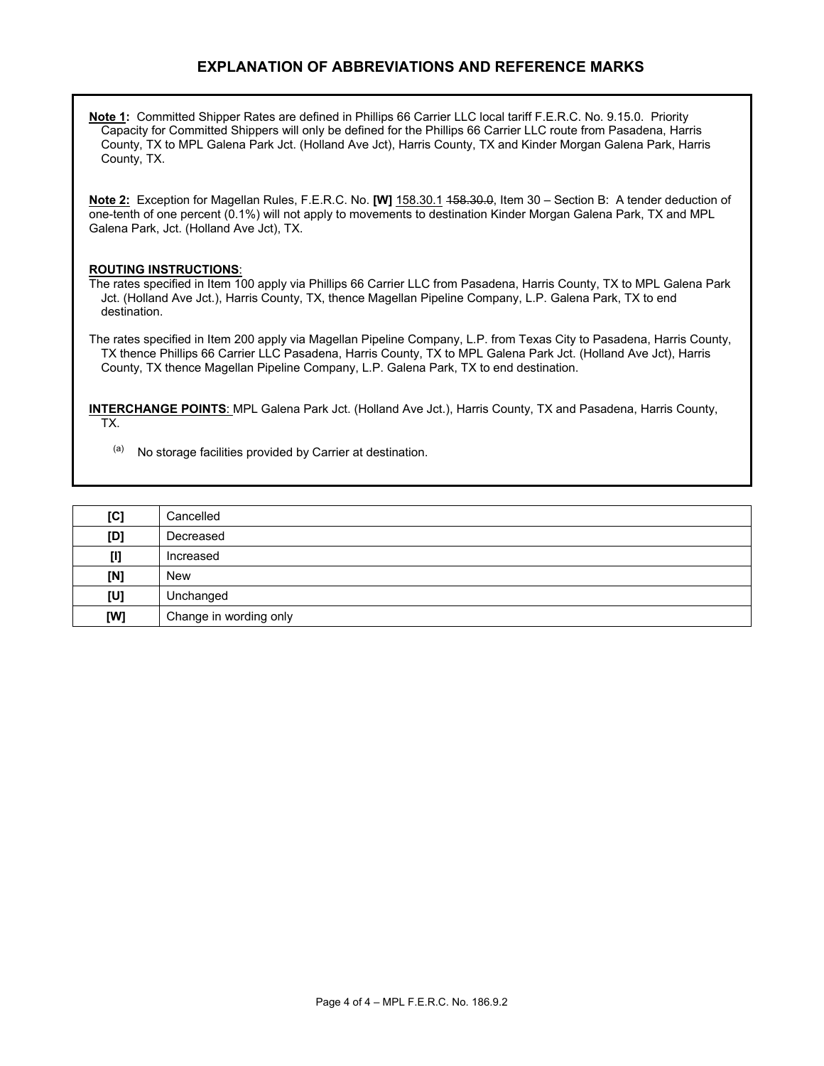## EXPLANATION OF ABBREVIATIONS AND REFERENCE MARKS

**Note 1:** Committed Shipper Rates are defined in Phillips 66 Carrier LLC local tariff F.E.R.C. No. 9.15.0. Priority Capacity for Committed Shippers will only be defined for the Phillips 66 Carrier LLC route from Pasadena, Harris County, TX to MPL Galena Park Jct. (Holland Ave Jct), Harris County, TX and Kinder Morgan Galena Park, Harris County, TX.

**Note 2:** Exception for Magellan Rules, F.E.R.C. No. **[W]** 158.30.1 ~~158.30.0~~, Item 30 – Section B: A tender deduction of one-tenth of one percent (0.1%) will not apply to movements to destination Kinder Morgan Galena Park, TX and MPL Galena Park, Jct. (Holland Ave Jct), TX.

**ROUTING INSTRUCTIONS**:

The rates specified in Item 100 apply via Phillips 66 Carrier LLC from Pasadena, Harris County, TX to MPL Galena Park Jct. (Holland Ave Jct.), Harris County, TX, thence Magellan Pipeline Company, L.P. Galena Park, TX to end destination.

The rates specified in Item 200 apply via Magellan Pipeline Company, L.P. from Texas City to Pasadena, Harris County, TX thence Phillips 66 Carrier LLC Pasadena, Harris County, TX to MPL Galena Park Jct. (Holland Ave Jct), Harris County, TX thence Magellan Pipeline Company, L.P. Galena Park, TX to end destination.

**INTERCHANGE POINTS**: MPL Galena Park Jct. (Holland Ave Jct.), Harris County, TX and Pasadena, Harris County, TX.

[(a)] No storage facilities provided by Carrier at destination.

| | |
|---|---|
| **[C]** | Cancelled |
| **[D]** | Decreased |
| **[I]** | Increased |
| **[N]** | New |
| **[U]** | Unchanged |
| **[W]** | Change in wording only |